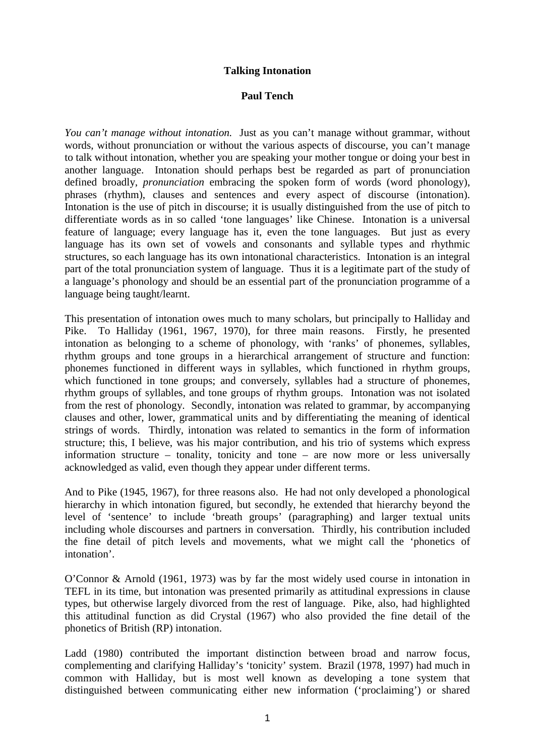# Talking Intonation

## Paul Tench

*You can't manage without intonation.* Just as you can't manage without grammar, without words, without pronunciation or without the various aspects of discourse, you can't manage to talk without intonation, whether you are speaking your mother tongue or doing your best in another language. Intonation should perhaps best be regarded as part of pronunciation defined broadly, *pronunciation* embracing the spoken form of words (word phonology), phrases (rhythm), clauses and sentences and every aspect of discourse (intonation). Intonation is the use of pitch in discourse; it is usually distinguished from the use of pitch to differentiate words as in so called 'tone languages' like Chinese. Intonation is a universal feature of language; every language has it, even the tone languages. But just as every language has its own set of vowels and consonants and syllable types and rhythmic structures, so each language has its own intonational characteristics. Intonation is an integral part of the total pronunciation system of language. Thus it is a legitimate part of the study of a language's phonology and should be an essential part of the pronunciation programme of a language being taught/learnt.

This presentation of intonation owes much to many scholars, but principally to Halliday and Pike. To Halliday (1961, 1967, 1970), for three main reasons. Firstly, he presented intonation as belonging to a scheme of phonology, with 'ranks' of phonemes, syllables, rhythm groups and tone groups in a hierarchical arrangement of structure and function: phonemes functioned in different ways in syllables, which functioned in rhythm groups, which functioned in tone groups; and conversely, syllables had a structure of phonemes, rhythm groups of syllables, and tone groups of rhythm groups. Intonation was not isolated from the rest of phonology. Secondly, intonation was related to grammar, by accompanying clauses and other, lower, grammatical units and by differentiating the meaning of identical strings of words. Thirdly, intonation was related to semantics in the form of information structure; this, I believe, was his major contribution, and his trio of systems which express information structure – tonality, tonicity and tone – are now more or less universally acknowledged as valid, even though they appear under different terms.

And to Pike (1945, 1967), for three reasons also. He had not only developed a phonological hierarchy in which intonation figured, but secondly, he extended that hierarchy beyond the level of 'sentence' to include 'breath groups' (paragraphing) and larger textual units including whole discourses and partners in conversation. Thirdly, his contribution included the fine detail of pitch levels and movements, what we might call the 'phonetics of intonation'.

O'Connor & Arnold (1961, 1973) was by far the most widely used course in intonation in TEFL in its time, but intonation was presented primarily as attitudinal expressions in clause types, but otherwise largely divorced from the rest of language. Pike, also, had highlighted this attitudinal function as did Crystal (1967) who also provided the fine detail of the phonetics of British (RP) intonation.

Ladd (1980) contributed the important distinction between broad and narrow focus, complementing and clarifying Halliday's 'tonicity' system. Brazil (1978, 1997) had much in common with Halliday, but is most well known as developing a tone system that distinguished between communicating either new information ('proclaiming') or shared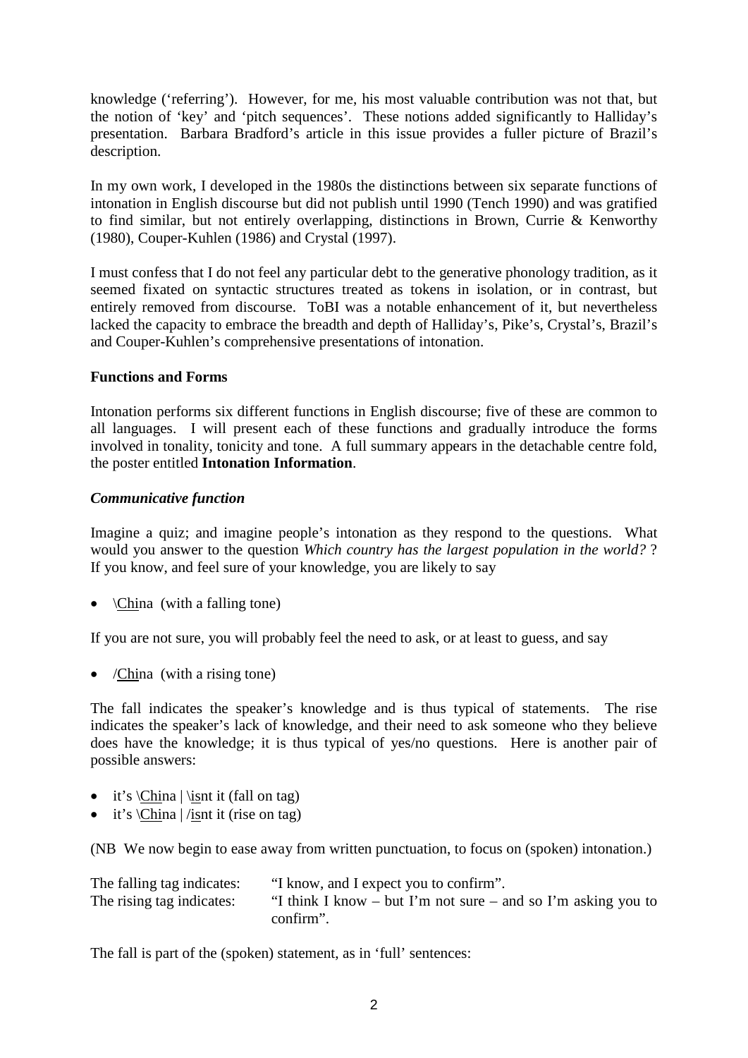knowledge ('referring'). However, for me, his most valuable contribution was not that, but the notion of 'key' and 'pitch sequences'. These notions added significantly to Halliday's presentation. Barbara Bradford's article in this issue provides a fuller picture of Brazil's description.

In my own work, I developed in the 1980s the distinctions between six separate functions of intonation in English discourse but did not publish until 1990 (Tench 1990) and was gratified to find similar, but not entirely overlapping, distinctions in Brown, Currie & Kenworthy (1980), Couper-Kuhlen (1986) and Crystal (1997).

I must confess that I do not feel any particular debt to the generative phonology tradition, as it seemed fixated on syntactic structures treated as tokens in isolation, or in contrast, but entirely removed from discourse. ToBI was a notable enhancement of it, but nevertheless lacked the capacity to embrace the breadth and depth of Halliday's, Pike's, Crystal's, Brazil's and Couper-Kuhlen's comprehensive presentations of intonation.

**Functions and Forms**

Intonation performs six different functions in English discourse; five of these are common to all languages. I will present each of these functions and gradually introduce the forms involved in tonality, tonicity and tone. A full summary appears in the detachable centre fold, the poster entitled **Intonation Information**.

***Communicative function***

Imagine a quiz; and imagine people's intonation as they respond to the questions. What would you answer to the question *Which country has the largest population in the world?* ? If you know, and feel sure of your knowledge, you are likely to say

- \Chi<u>na</u> (with a falling tone)

If you are not sure, you will probably feel the need to ask, or at least to guess, and say

- /Chi<u>na</u> (with a rising tone)

The fall indicates the speaker's knowledge and is thus typical of statements. The rise indicates the speaker's lack of knowledge, and their need to ask someone who they believe does have the knowledge; it is thus typical of yes/no questions. Here is another pair of possible answers:

- it's \China | \isnt it (fall on tag)
- it's \China | /isnt it (rise on tag)

(NB We now begin to ease away from written punctuation, to focus on (spoken) intonation.)

| | |
|---|---|
| The falling tag indicates: | "I know, and I expect you to confirm". |
| The rising tag indicates: | "I think I know – but I'm not sure – and so I'm asking you to confirm". |

The fall is part of the (spoken) statement, as in 'full' sentences: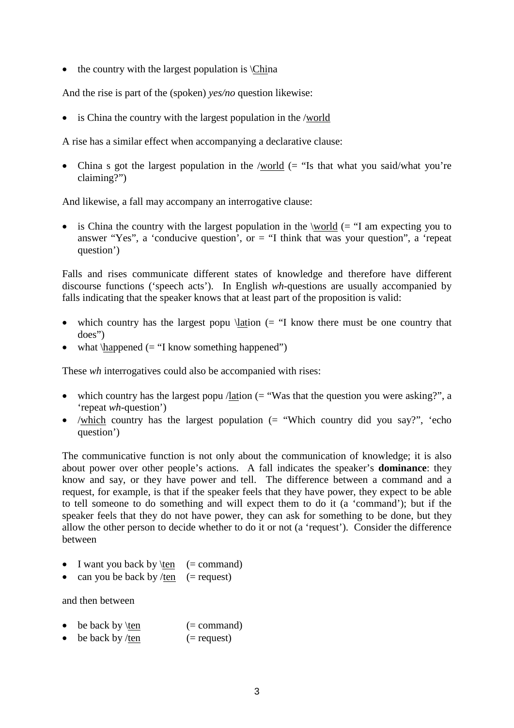- the country with the largest population is \<u>Chi</u>na

And the rise is part of the (spoken) *yes/no* question likewise:

- is China the country with the largest population in the /<u>world</u>

A rise has a similar effect when accompanying a declarative clause:

- China s got the largest population in the /<u>world</u> (= "Is that what you said/what you're claiming?")

And likewise, a fall may accompany an interrogative clause:

- is China the country with the largest population in the \<u>world</u> (= "I am expecting you to answer "Yes", a 'conducive question', or = "I think that was your question", a 'repeat question')

Falls and rises communicate different states of knowledge and therefore have different discourse functions ('speech acts'). In English *wh*-questions are usually accompanied by falls indicating that the speaker knows that at least part of the proposition is valid:

- which country has the largest popu \<u>la</u>tion (= "I know there must be one country that does")
- what \<u>ha</u>ppened (= "I know something happened")

These *wh* interrogatives could also be accompanied with rises:

- which country has the largest popu /<u>la</u>tion (= "Was that the question you were asking?", a 'repeat *wh*-question')
- /<u>which</u> country has the largest population (= "Which country did you say?", 'echo question')

The communicative function is not only about the communication of knowledge; it is also about power over other people's actions. A fall indicates the speaker's **dominance**: they know and say, or they have power and tell. The difference between a command and a request, for example, is that if the speaker feels that they have power, they expect to be able to tell someone to do something and will expect them to do it (a 'command'); but if the speaker feels that they do not have power, they can ask for something to be done, but they allow the other person to decide whether to do it or not (a 'request'). Consider the difference between

- I want you back by \<u>ten</u> (= command)
- can you be back by /<u>ten</u> (= request)

and then between

- be back by \<u>ten</u> (= command)
- be back by /<u>ten</u> (= request)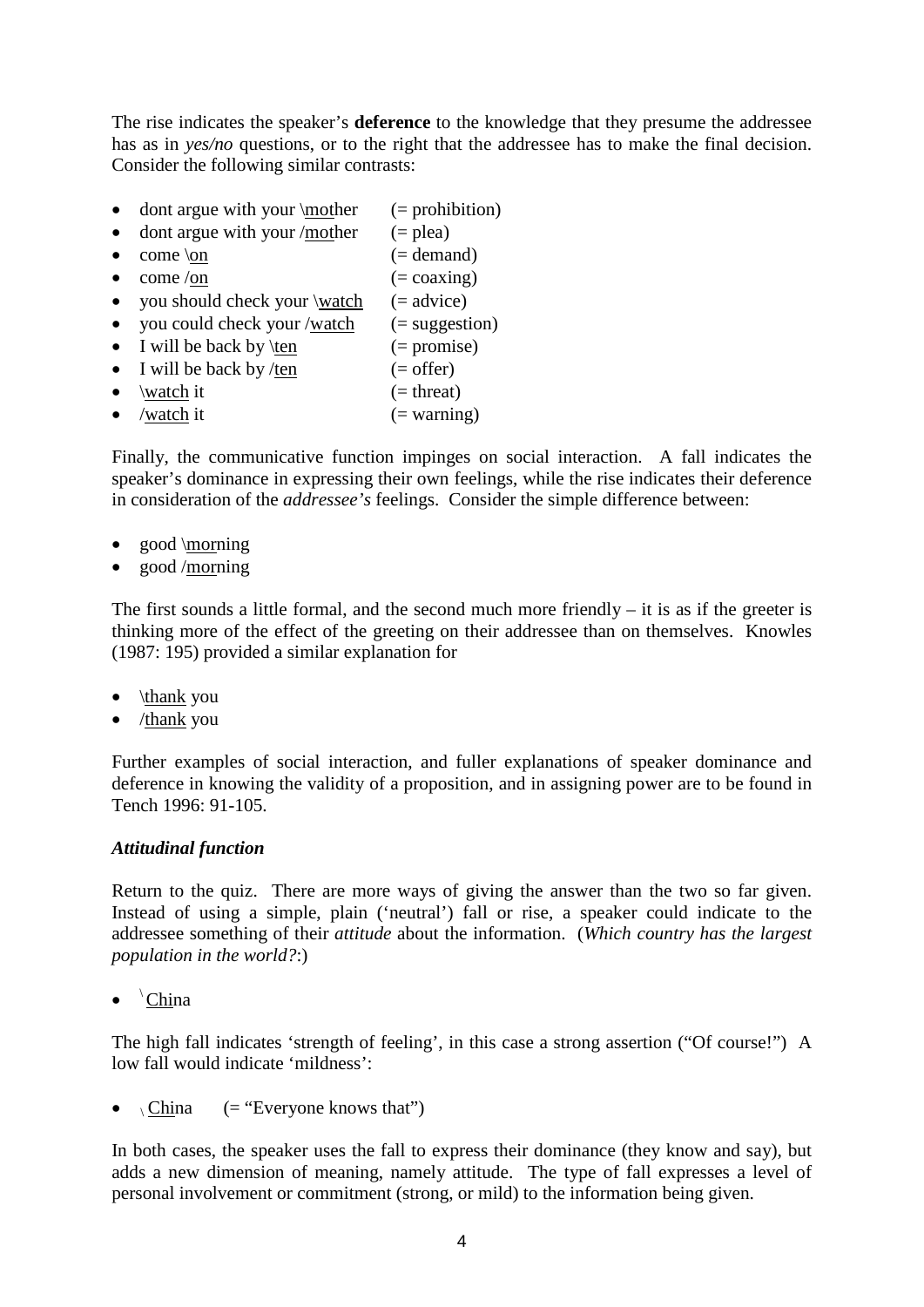The rise indicates the speaker's **deference** to the knowledge that they presume the addressee has as in *yes/no* questions, or to the right that the addressee has to make the final decision. Consider the following similar contrasts:

- dont argue with your \<u>mot</u>her (= prohibition)
- dont argue with your /<u>mot</u>her (= plea)
- come \<u>on</u> (= demand)
- come /<u>on</u> (= coaxing)
- you should check your \<u>watch</u> (= advice)
- you could check your /<u>watch</u> (= suggestion)
- I will be back by \<u>ten</u> (= promise)
- I will be back by /<u>ten</u> (= offer)
- \<u>watch</u> it (= threat)
- /<u>watch</u> it (= warning)

Finally, the communicative function impinges on social interaction. A fall indicates the speaker's dominance in expressing their own feelings, while the rise indicates their deference in consideration of the *addressee's* feelings. Consider the simple difference between:

- good \<u>mor</u>ning
- good /<u>mor</u>ning

The first sounds a little formal, and the second much more friendly – it is as if the greeter is thinking more of the effect of the greeting on their addressee than on themselves. Knowles (1987: 195) provided a similar explanation for

- \<u>thank</u> you
- /<u>thank</u> you

Further examples of social interaction, and fuller explanations of speaker dominance and deference in knowing the validity of a proposition, and in assigning power are to be found in Tench 1996: 91-105.

### *Attitudinal function*

Return to the quiz. There are more ways of giving the answer than the two so far given. Instead of using a simple, plain ('neutral') fall or rise, a speaker could indicate to the addressee something of their *attitude* about the information. (*Which country has the largest population in the world?*:)

- \<u>Chi</u>na

The high fall indicates 'strength of feeling', in this case a strong assertion ("Of course!") A low fall would indicate 'mildness':

- \<u>Chi</u>na (= "Everyone knows that")

In both cases, the speaker uses the fall to express their dominance (they know and say), but adds a new dimension of meaning, namely attitude. The type of fall expresses a level of personal involvement or commitment (strong, or mild) to the information being given.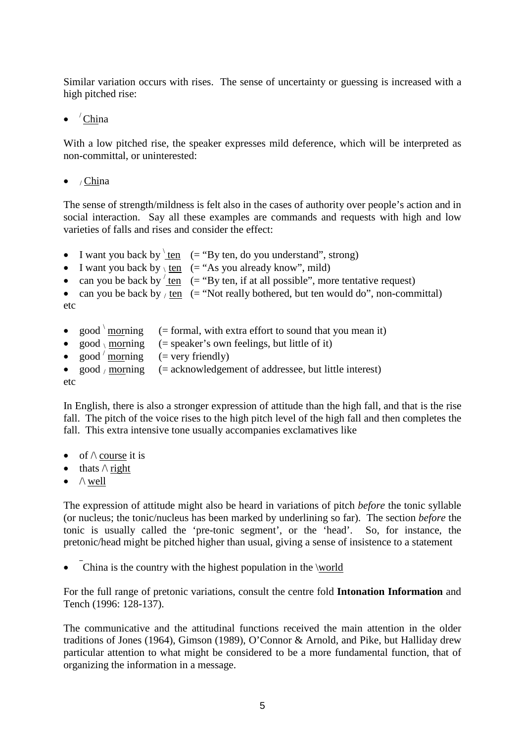Similar variation occurs with rises. The sense of uncertainty or guessing is increased with a high pitched rise:

- ˊ<u>Chi</u>na

With a low pitched rise, the speaker expresses mild deference, which will be interpreted as non-committal, or uninterested:

- ˏ<u>Chi</u>na

The sense of strength/mildness is felt also in the cases of authority over people's action and in social interaction. Say all these examples are commands and requests with high and low varieties of falls and rises and consider the effect:

- I want you back by ˋ<u>ten</u> (= "By ten, do you understand", strong)
- I want you back by ˎ<u>ten</u> (= "As you already know", mild)
- can you be back by ˊ<u>ten</u> (= "By ten, if at all possible", more tentative request)
- can you be back by ˏ<u>ten</u> (= "Not really bothered, but ten would do", non-committal)

etc

- good ˋ<u>mor</u>ning (= formal, with extra effort to sound that you mean it)
- good ˎ<u>mor</u>ning (= speaker's own feelings, but little of it)
- good ˊ<u>mor</u>ning (= very friendly)
- good ˏ<u>mor</u>ning (= acknowledgement of addressee, but little interest)

etc

In English, there is also a stronger expression of attitude than the high fall, and that is the rise fall. The pitch of the voice rises to the high pitch level of the high fall and then completes the fall. This extra intensive tone usually accompanies exclamatives like

- of /\ <u>course</u> it is
- thats /\ <u>right</u>
- /\ <u>well</u>

The expression of attitude might also be heard in variations of pitch *before* the tonic syllable (or nucleus; the tonic/nucleus has been marked by underlining so far). The section *before* the tonic is usually called the 'pre-tonic segment', or the 'head'. So, for instance, the pretonic/head might be pitched higher than usual, giving a sense of insistence to a statement

- ¯China is the country with the highest population in the \\<u>world</u>

For the full range of pretonic variations, consult the centre fold **Intonation Information** and Tench (1996: 128-137).

The communicative and the attitudinal functions received the main attention in the older traditions of Jones (1964), Gimson (1989), O'Connor & Arnold, and Pike, but Halliday drew particular attention to what might be considered to be a more fundamental function, that of organizing the information in a message.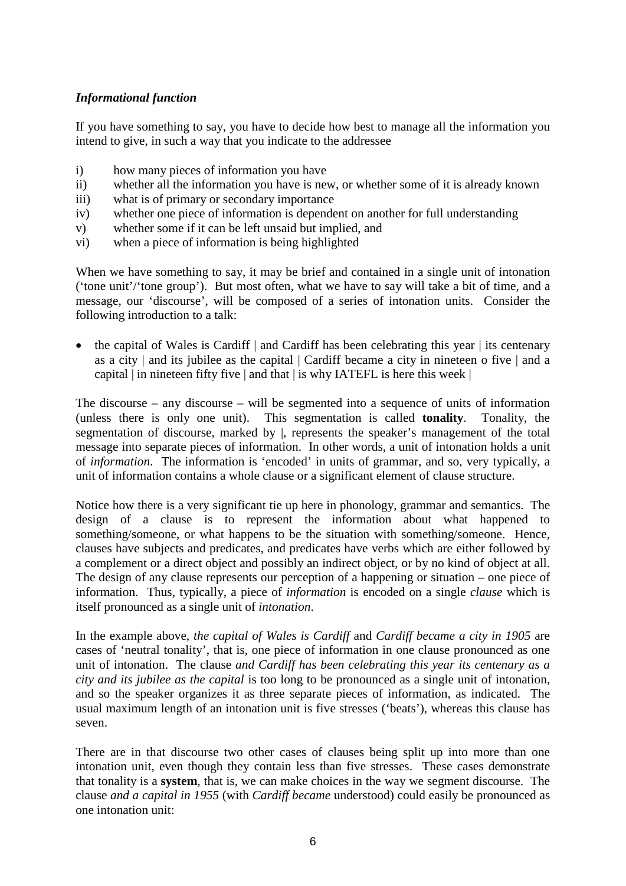### *Informational function*

If you have something to say, you have to decide how best to manage all the information you intend to give, in such a way that you indicate to the addressee

i) how many pieces of information you have
ii) whether all the information you have is new, or whether some of it is already known
iii) what is of primary or secondary importance
iv) whether one piece of information is dependent on another for full understanding
v) whether some if it can be left unsaid but implied, and
vi) when a piece of information is being highlighted

When we have something to say, it may be brief and contained in a single unit of intonation ('tone unit'/'tone group'). But most often, what we have to say will take a bit of time, and a message, our 'discourse', will be composed of a series of intonation units. Consider the following introduction to a talk:

- the capital of Wales is Cardiff | and Cardiff has been celebrating this year | its centenary as a city | and its jubilee as the capital | Cardiff became a city in nineteen o five | and a capital | in nineteen fifty five | and that | is why IATEFL is here this week |

The discourse – any discourse – will be segmented into a sequence of units of information (unless there is only one unit). This segmentation is called **tonality**. Tonality, the segmentation of discourse, marked by |, represents the speaker's management of the total message into separate pieces of information. In other words, a unit of intonation holds a unit of *information*. The information is 'encoded' in units of grammar, and so, very typically, a unit of information contains a whole clause or a significant element of clause structure.

Notice how there is a very significant tie up here in phonology, grammar and semantics. The design of a clause is to represent the information about what happened to something/someone, or what happens to be the situation with something/someone. Hence, clauses have subjects and predicates, and predicates have verbs which are either followed by a complement or a direct object and possibly an indirect object, or by no kind of object at all. The design of any clause represents our perception of a happening or situation – one piece of information. Thus, typically, a piece of *information* is encoded on a single *clause* which is itself pronounced as a single unit of *intonation*.

In the example above, *the capital of Wales is Cardiff* and *Cardiff became a city in 1905* are cases of 'neutral tonality', that is, one piece of information in one clause pronounced as one unit of intonation. The clause *and Cardiff has been celebrating this year its centenary as a city and its jubilee as the capital* is too long to be pronounced as a single unit of intonation, and so the speaker organizes it as three separate pieces of information, as indicated. The usual maximum length of an intonation unit is five stresses ('beats'), whereas this clause has seven.

There are in that discourse two other cases of clauses being split up into more than one intonation unit, even though they contain less than five stresses. These cases demonstrate that tonality is a **system**, that is, we can make choices in the way we segment discourse. The clause *and a capital in 1955* (with *Cardiff became* understood) could easily be pronounced as one intonation unit: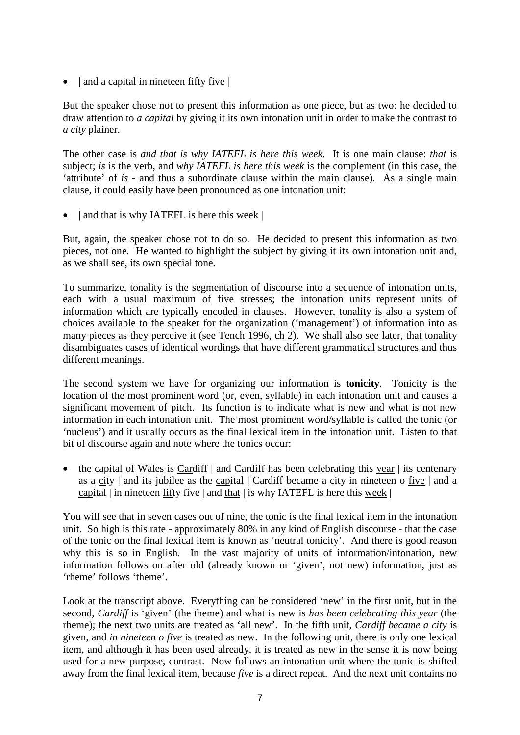- | and a capital in nineteen fifty five |

But the speaker chose not to present this information as one piece, but as two: he decided to draw attention to *a capital* by giving it its own intonation unit in order to make the contrast to *a city* plainer.

The other case is *and that is why IATEFL is here this week*. It is one main clause: *that* is subject; *is* is the verb, and *why IATEFL is here this week* is the complement (in this case, the 'attribute' of *is* - and thus a subordinate clause within the main clause). As a single main clause, it could easily have been pronounced as one intonation unit:

- | and that is why IATEFL is here this week |

But, again, the speaker chose not to do so. He decided to present this information as two pieces, not one. He wanted to highlight the subject by giving it its own intonation unit and, as we shall see, its own special tone.

To summarize, tonality is the segmentation of discourse into a sequence of intonation units, each with a usual maximum of five stresses; the intonation units represent units of information which are typically encoded in clauses. However, tonality is also a system of choices available to the speaker for the organization ('management') of information into as many pieces as they perceive it (see Tench 1996, ch 2). We shall also see later, that tonality disambiguates cases of identical wordings that have different grammatical structures and thus different meanings.

The second system we have for organizing our information is **tonicity**. Tonicity is the location of the most prominent word (or, even, syllable) in each intonation unit and causes a significant movement of pitch. Its function is to indicate what is new and what is not new information in each intonation unit. The most prominent word/syllable is called the tonic (or 'nucleus') and it usually occurs as the final lexical item in the intonation unit. Listen to that bit of discourse again and note where the tonics occur:

- the capital of Wales is <u>Car</u>diff | and Cardiff has been celebrating this <u>year</u> | its centenary as a <u>ci</u>ty | and its jubilee as the <u>capi</u>tal | Cardiff became a city in nineteen o <u>five</u> | and a <u>cap</u>ital | in nineteen <u>fif</u>ty five | and <u>that</u> | is why IATEFL is here this <u>week</u> |

You will see that in seven cases out of nine, the tonic is the final lexical item in the intonation unit. So high is this rate - approximately 80% in any kind of English discourse - that the case of the tonic on the final lexical item is known as 'neutral tonicity'. And there is good reason why this is so in English. In the vast majority of units of information/intonation, new information follows on after old (already known or 'given', not new) information, just as 'rheme' follows 'theme'.

Look at the transcript above. Everything can be considered 'new' in the first unit, but in the second, *Cardiff* is 'given' (the theme) and what is new is *has been celebrating this year* (the rheme); the next two units are treated as 'all new'. In the fifth unit, *Cardiff became a city* is given, and *in nineteen o five* is treated as new. In the following unit, there is only one lexical item, and although it has been used already, it is treated as new in the sense it is now being used for a new purpose, contrast. Now follows an intonation unit where the tonic is shifted away from the final lexical item, because *five* is a direct repeat. And the next unit contains no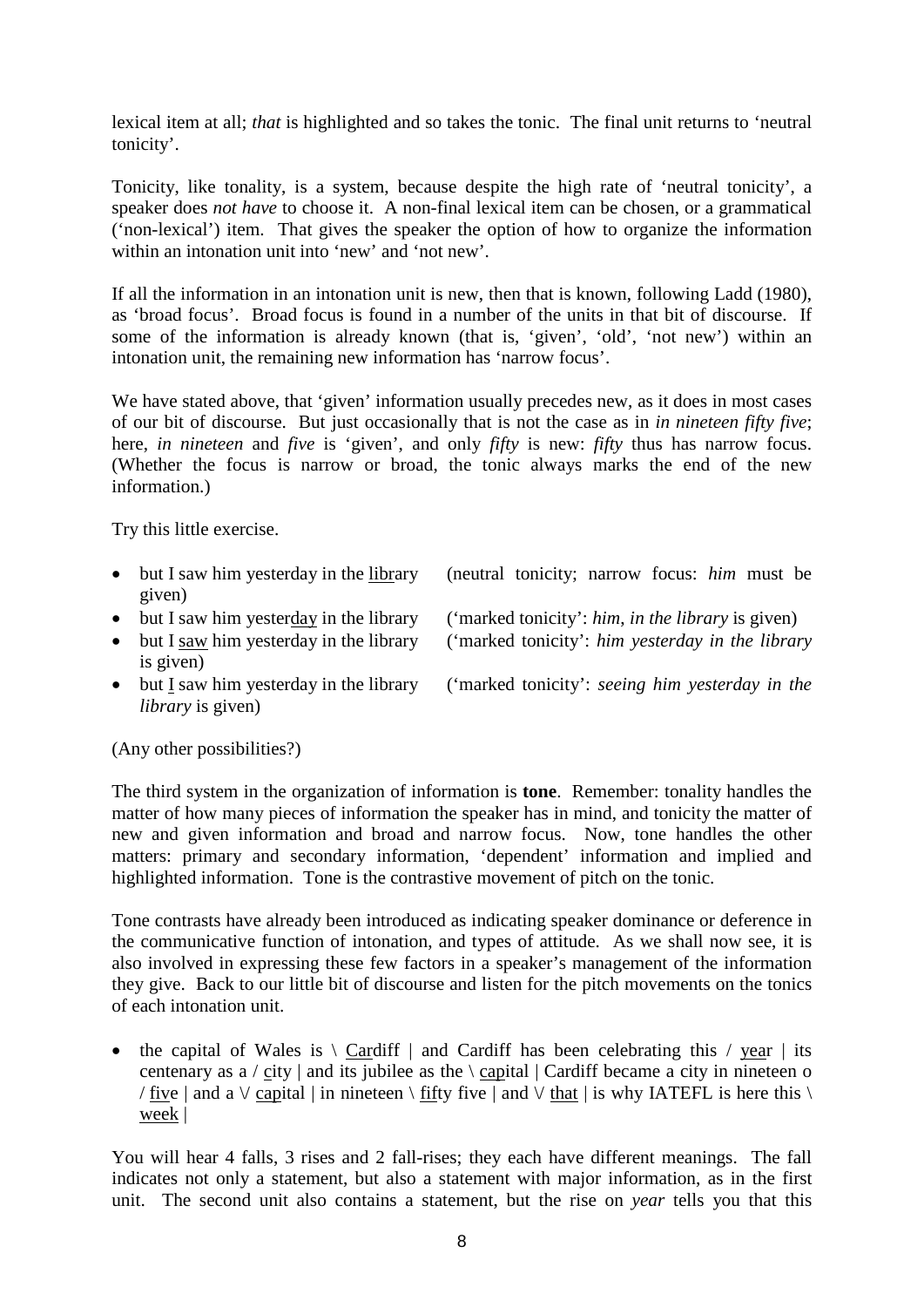lexical item at all; *that* is highlighted and so takes the tonic. The final unit returns to 'neutral tonicity'.

Tonicity, like tonality, is a system, because despite the high rate of 'neutral tonicity', a speaker does *not have* to choose it. A non-final lexical item can be chosen, or a grammatical ('non-lexical') item. That gives the speaker the option of how to organize the information within an intonation unit into 'new' and 'not new'.

If all the information in an intonation unit is new, then that is known, following Ladd (1980), as 'broad focus'. Broad focus is found in a number of the units in that bit of discourse. If some of the information is already known (that is, 'given', 'old', 'not new') within an intonation unit, the remaining new information has 'narrow focus'.

We have stated above, that 'given' information usually precedes new, as it does in most cases of our bit of discourse. But just occasionally that is not the case as in *in nineteen fifty five*; here, *in nineteen* and *five* is 'given', and only *fifty* is new: *fifty* thus has narrow focus. (Whether the focus is narrow or broad, the tonic always marks the end of the new information.)

Try this little exercise.

- but I saw him yesterday in the <u>lib</u>rary (neutral tonicity; narrow focus: *him* must be given)
- but I saw him yester<u>day</u> in the library ('marked tonicity': *him*, *in the library* is given)
- but I <u>saw</u> him yesterday in the library ('marked tonicity': *him yesterday in the library* is given)
- but <u>I</u> saw him yesterday in the library ('marked tonicity': *seeing him yesterday in the library* is given)

(Any other possibilities?)

The third system in the organization of information is **tone**. Remember: tonality handles the matter of how many pieces of information the speaker has in mind, and tonicity the matter of new and given information and broad and narrow focus. Now, tone handles the other matters: primary and secondary information, 'dependent' information and implied and highlighted information. Tone is the contrastive movement of pitch on the tonic.

Tone contrasts have already been introduced as indicating speaker dominance or deference in the communicative function of intonation, and types of attitude. As we shall now see, it is also involved in expressing these few factors in a speaker's management of the information they give. Back to our little bit of discourse and listen for the pitch movements on the tonics of each intonation unit.

- the capital of Wales is \ <u>Car</u>diff | and Cardiff has been celebrating this / <u>yea</u>r | its centenary as a / <u>c</u>ity | and its jubilee as the \ <u>cap</u>ital | Cardiff became a city in nineteen o / <u>fiv</u>e | and a \/ <u>cap</u>ital | in nineteen \ <u>fif</u>ty five | and \/ <u>that</u> | is why IATEFL is here this \ <u>week</u> |

You will hear 4 falls, 3 rises and 2 fall-rises; they each have different meanings. The fall indicates not only a statement, but also a statement with major information, as in the first unit. The second unit also contains a statement, but the rise on *year* tells you that this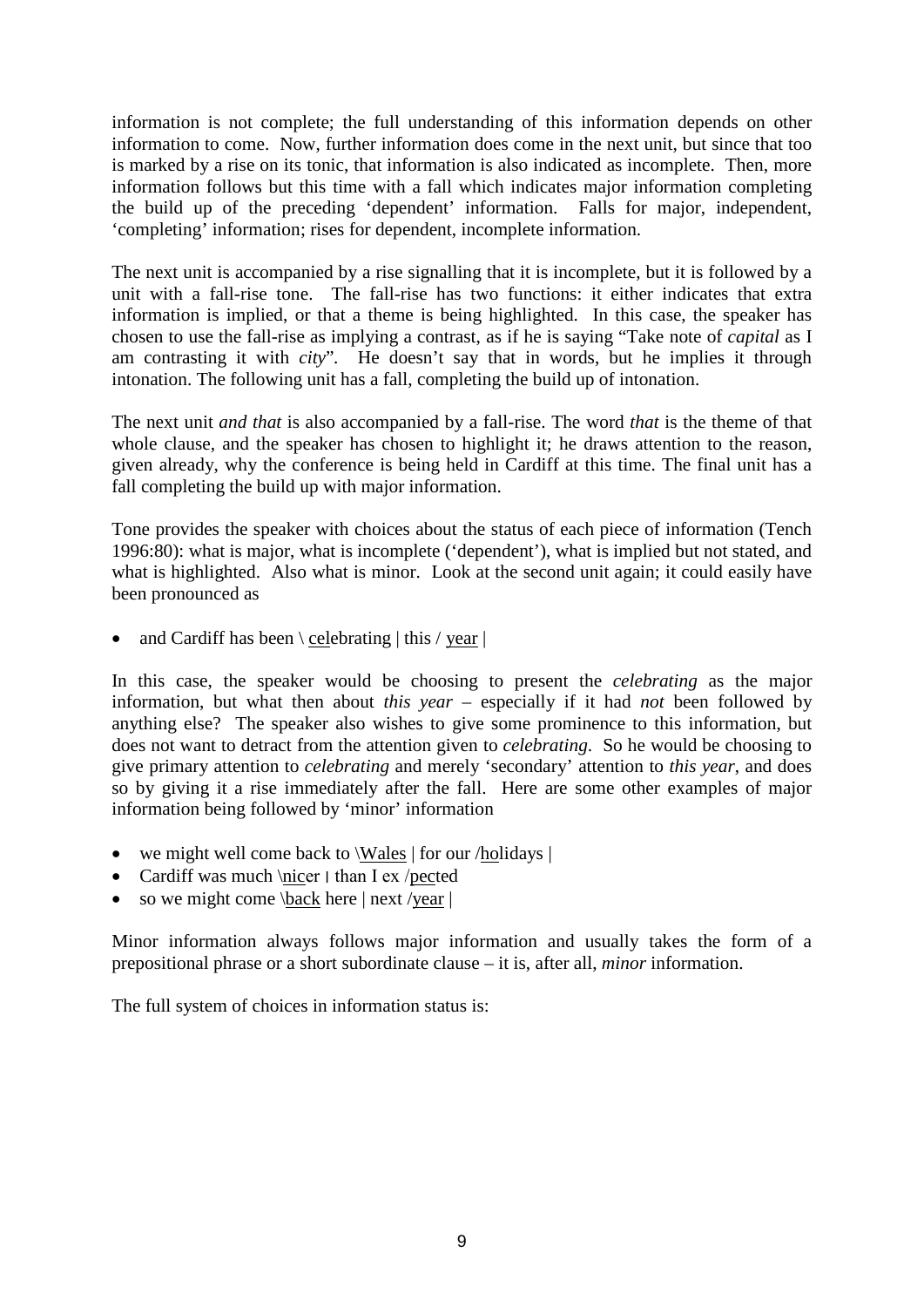information is not complete; the full understanding of this information depends on other information to come. Now, further information does come in the next unit, but since that too is marked by a rise on its tonic, that information is also indicated as incomplete. Then, more information follows but this time with a fall which indicates major information completing the build up of the preceding 'dependent' information. Falls for major, independent, 'completing' information; rises for dependent, incomplete information.

The next unit is accompanied by a rise signalling that it is incomplete, but it is followed by a unit with a fall-rise tone. The fall-rise has two functions: it either indicates that extra information is implied, or that a theme is being highlighted. In this case, the speaker has chosen to use the fall-rise as implying a contrast, as if he is saying "Take note of *capital* as I am contrasting it with *city*". He doesn't say that in words, but he implies it through intonation. The following unit has a fall, completing the build up of intonation.

The next unit *and that* is also accompanied by a fall-rise. The word *that* is the theme of that whole clause, and the speaker has chosen to highlight it; he draws attention to the reason, given already, why the conference is being held in Cardiff at this time. The final unit has a fall completing the build up with major information.

Tone provides the speaker with choices about the status of each piece of information (Tench 1996:80): what is major, what is incomplete ('dependent'), what is implied but not stated, and what is highlighted. Also what is minor. Look at the second unit again; it could easily have been pronounced as

- and Cardiff has been \ <u>cel</u>ebrating | this / <u>year</u> |

In this case, the speaker would be choosing to present the *celebrating* as the major information, but what then about *this year* – especially if it had *not* been followed by anything else? The speaker also wishes to give some prominence to this information, but does not want to detract from the attention given to *celebrating*. So he would be choosing to give primary attention to *celebrating* and merely 'secondary' attention to *this year*, and does so by giving it a rise immediately after the fall. Here are some other examples of major information being followed by 'minor' information

- we might well come back to \<u>Wales</u> | for our /<u>ho</u>lidays |
- Cardiff was much \<u>nic</u>er | than I ex /<u>pec</u>ted
- so we might come \<u>back</u> here | next /<u>year</u> |

Minor information always follows major information and usually takes the form of a prepositional phrase or a short subordinate clause – it is, after all, *minor* information.

The full system of choices in information status is: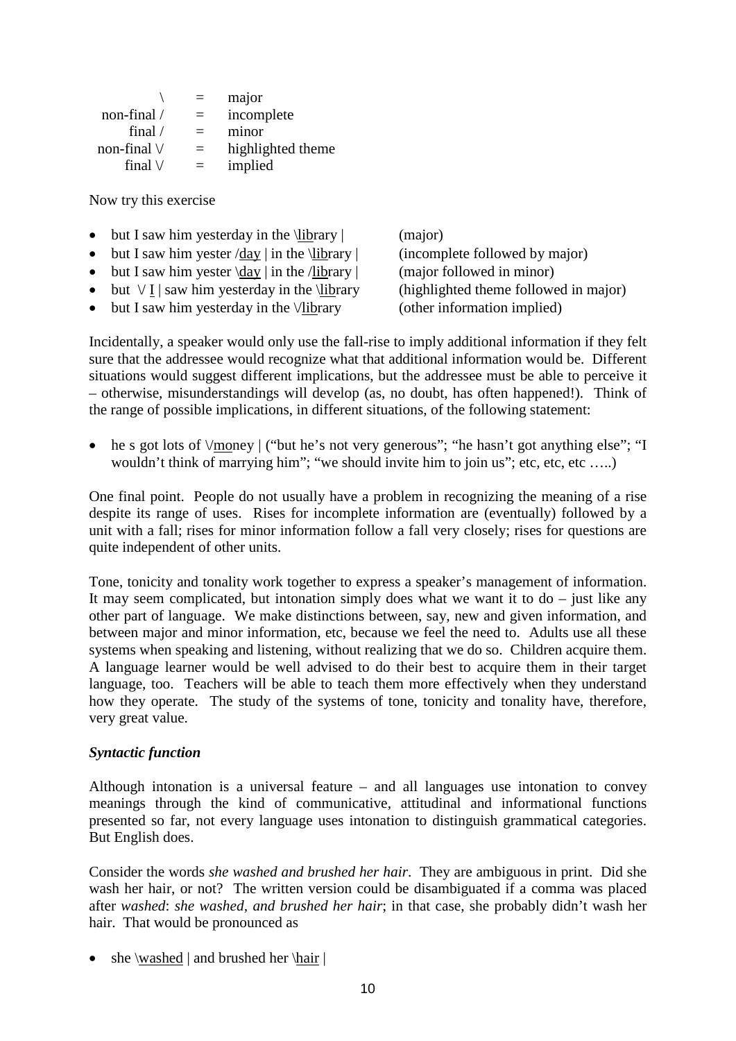| | | |
|---|---|---|
| \ | = | major |
| non-final / | = | incomplete |
| final / | = | minor |
| non-final \/ | = | highlighted theme |
| final \/ | = | implied |

Now try this exercise

- but I saw him yesterday in the \library | (major)
- but I saw him yester /day | in the \library | (incomplete followed by major)
- but I saw him yester \day | in the /library | (major followed in minor)
- but \/ I | saw him yesterday in the \library (highlighted theme followed in major)
- but I saw him yesterday in the \/library (other information implied)

Incidentally, a speaker would only use the fall-rise to imply additional information if they felt sure that the addressee would recognize what that additional information would be. Different situations would suggest different implications, but the addressee must be able to perceive it – otherwise, misunderstandings will develop (as, no doubt, has often happened!). Think of the range of possible implications, in different situations, of the following statement:

- he s got lots of \/money | ("but he's not very generous"; "he hasn't got anything else"; "I wouldn't think of marrying him"; "we should invite him to join us"; etc, etc, etc …..)

One final point. People do not usually have a problem in recognizing the meaning of a rise despite its range of uses. Rises for incomplete information are (eventually) followed by a unit with a fall; rises for minor information follow a fall very closely; rises for questions are quite independent of other units.

Tone, tonicity and tonality work together to express a speaker's management of information. It may seem complicated, but intonation simply does what we want it to do – just like any other part of language. We make distinctions between, say, new and given information, and between major and minor information, etc, because we feel the need to. Adults use all these systems when speaking and listening, without realizing that we do so. Children acquire them. A language learner would be well advised to do their best to acquire them in their target language, too. Teachers will be able to teach them more effectively when they understand how they operate. The study of the systems of tone, tonicity and tonality have, therefore, very great value.

### *Syntactic function*

Although intonation is a universal feature – and all languages use intonation to convey meanings through the kind of communicative, attitudinal and informational functions presented so far, not every language uses intonation to distinguish grammatical categories. But English does.

Consider the words *she washed and brushed her hair*. They are ambiguous in print. Did she wash her hair, or not? The written version could be disambiguated if a comma was placed after *washed*: *she washed, and brushed her hair*; in that case, she probably didn't wash her hair. That would be pronounced as

- she \washed | and brushed her \hair |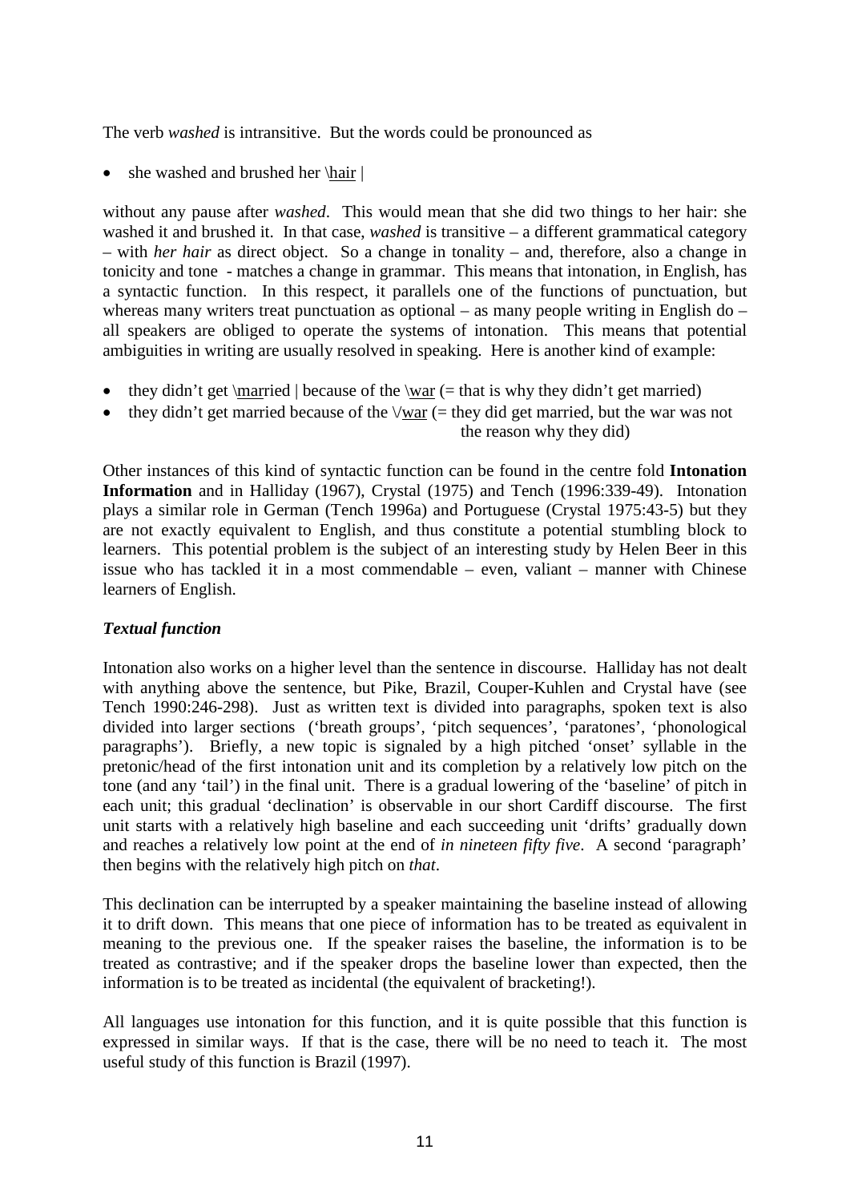The verb *washed* is intransitive. But the words could be pronounced as

- she washed and brushed her \hair |

without any pause after *washed*. This would mean that she did two things to her hair: she washed it and brushed it. In that case, *washed* is transitive – a different grammatical category – with *her hair* as direct object. So a change in tonality – and, therefore, also a change in tonicity and tone - matches a change in grammar. This means that intonation, in English, has a syntactic function. In this respect, it parallels one of the functions of punctuation, but whereas many writers treat punctuation as optional – as many people writing in English do – all speakers are obliged to operate the systems of intonation. This means that potential ambiguities in writing are usually resolved in speaking. Here is another kind of example:

- they didn't get \married | because of the \war (= that is why they didn't get married)
- they didn't get married because of the \/war (= they did get married, but the war was not the reason why they did)

Other instances of this kind of syntactic function can be found in the centre fold **Intonation Information** and in Halliday (1967), Crystal (1975) and Tench (1996:339-49). Intonation plays a similar role in German (Tench 1996a) and Portuguese (Crystal 1975:43-5) but they are not exactly equivalent to English, and thus constitute a potential stumbling block to learners. This potential problem is the subject of an interesting study by Helen Beer in this issue who has tackled it in a most commendable – even, valiant – manner with Chinese learners of English.

### *Textual function*

Intonation also works on a higher level than the sentence in discourse. Halliday has not dealt with anything above the sentence, but Pike, Brazil, Couper-Kuhlen and Crystal have (see Tench 1990:246-298). Just as written text is divided into paragraphs, spoken text is also divided into larger sections ('breath groups', 'pitch sequences', 'paratones', 'phonological paragraphs'). Briefly, a new topic is signaled by a high pitched 'onset' syllable in the pretonic/head of the first intonation unit and its completion by a relatively low pitch on the tone (and any 'tail') in the final unit. There is a gradual lowering of the 'baseline' of pitch in each unit; this gradual 'declination' is observable in our short Cardiff discourse. The first unit starts with a relatively high baseline and each succeeding unit 'drifts' gradually down and reaches a relatively low point at the end of *in nineteen fifty five*. A second 'paragraph' then begins with the relatively high pitch on *that*.

This declination can be interrupted by a speaker maintaining the baseline instead of allowing it to drift down. This means that one piece of information has to be treated as equivalent in meaning to the previous one. If the speaker raises the baseline, the information is to be treated as contrastive; and if the speaker drops the baseline lower than expected, then the information is to be treated as incidental (the equivalent of bracketing!).

All languages use intonation for this function, and it is quite possible that this function is expressed in similar ways. If that is the case, there will be no need to teach it. The most useful study of this function is Brazil (1997).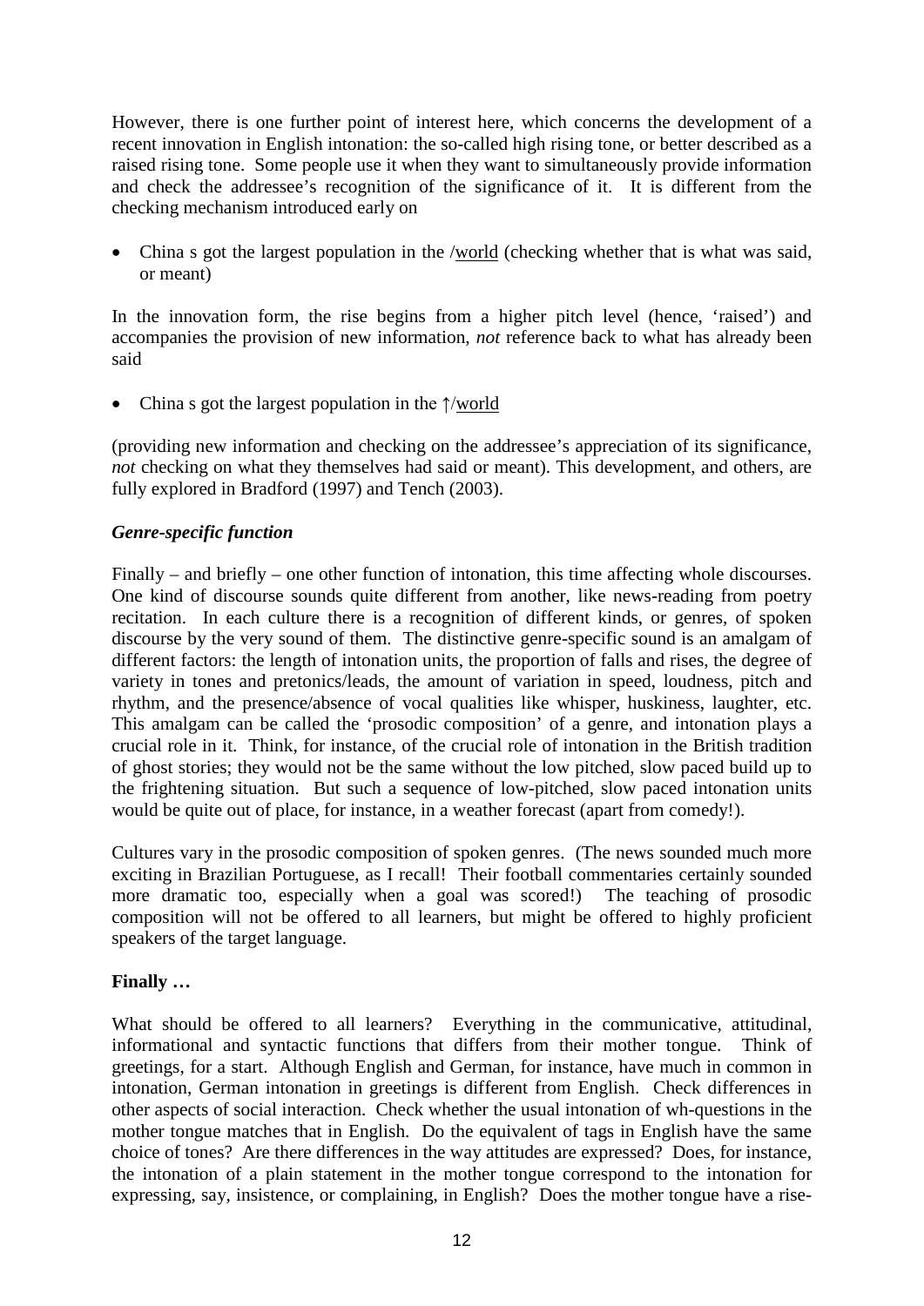However, there is one further point of interest here, which concerns the development of a recent innovation in English intonation: the so-called high rising tone, or better described as a raised rising tone. Some people use it when they want to simultaneously provide information and check the addressee's recognition of the significance of it. It is different from the checking mechanism introduced early on

- China s got the largest population in the /<u>world</u> (checking whether that is what was said, or meant)

In the innovation form, the rise begins from a higher pitch level (hence, 'raised') and accompanies the provision of new information, *not* reference back to what has already been said

- China s got the largest population in the ↑/<u>world</u>

(providing new information and checking on the addressee's appreciation of its significance, *not* checking on what they themselves had said or meant). This development, and others, are fully explored in Bradford (1997) and Tench (2003).

### *Genre-specific function*

Finally – and briefly – one other function of intonation, this time affecting whole discourses. One kind of discourse sounds quite different from another, like news-reading from poetry recitation. In each culture there is a recognition of different kinds, or genres, of spoken discourse by the very sound of them. The distinctive genre-specific sound is an amalgam of different factors: the length of intonation units, the proportion of falls and rises, the degree of variety in tones and pretonics/leads, the amount of variation in speed, loudness, pitch and rhythm, and the presence/absence of vocal qualities like whisper, huskiness, laughter, etc. This amalgam can be called the 'prosodic composition' of a genre, and intonation plays a crucial role in it. Think, for instance, of the crucial role of intonation in the British tradition of ghost stories; they would not be the same without the low pitched, slow paced build up to the frightening situation. But such a sequence of low-pitched, slow paced intonation units would be quite out of place, for instance, in a weather forecast (apart from comedy!).

Cultures vary in the prosodic composition of spoken genres. (The news sounded much more exciting in Brazilian Portuguese, as I recall! Their football commentaries certainly sounded more dramatic too, especially when a goal was scored!) The teaching of prosodic composition will not be offered to all learners, but might be offered to highly proficient speakers of the target language.

### **Finally …**

What should be offered to all learners? Everything in the communicative, attitudinal, informational and syntactic functions that differs from their mother tongue. Think of greetings, for a start. Although English and German, for instance, have much in common in intonation, German intonation in greetings is different from English. Check differences in other aspects of social interaction. Check whether the usual intonation of wh-questions in the mother tongue matches that in English. Do the equivalent of tags in English have the same choice of tones? Are there differences in the way attitudes are expressed? Does, for instance, the intonation of a plain statement in the mother tongue correspond to the intonation for expressing, say, insistence, or complaining, in English? Does the mother tongue have a rise-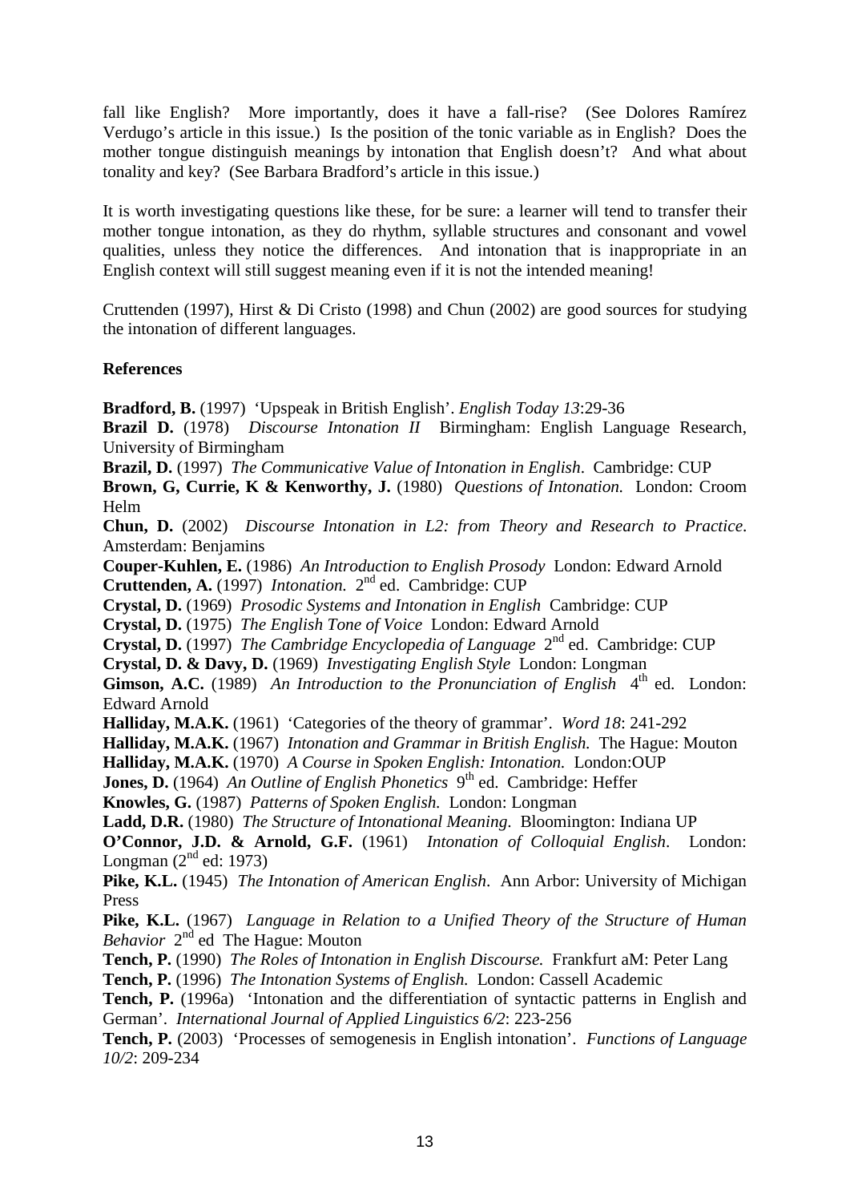fall like English? More importantly, does it have a fall-rise? (See Dolores Ramírez Verdugo's article in this issue.) Is the position of the tonic variable as in English? Does the mother tongue distinguish meanings by intonation that English doesn't? And what about tonality and key? (See Barbara Bradford's article in this issue.)

It is worth investigating questions like these, for be sure: a learner will tend to transfer their mother tongue intonation, as they do rhythm, syllable structures and consonant and vowel qualities, unless they notice the differences. And intonation that is inappropriate in an English context will still suggest meaning even if it is not the intended meaning!

Cruttenden (1997), Hirst & Di Cristo (1998) and Chun (2002) are good sources for studying the intonation of different languages.

**References**

**Bradford, B.** (1997) 'Upspeak in British English'. *English Today 13*:29-36

**Brazil D.** (1978) *Discourse Intonation II* Birmingham: English Language Research, University of Birmingham

**Brazil, D.** (1997) *The Communicative Value of Intonation in English*. Cambridge: CUP

**Brown, G, Currie, K & Kenworthy, J.** (1980) *Questions of Intonation.* London: Croom Helm

**Chun, D.** (2002) *Discourse Intonation in L2: from Theory and Research to Practice*. Amsterdam: Benjamins

**Couper-Kuhlen, E.** (1986) *An Introduction to English Prosody* London: Edward Arnold

**Cruttenden, A.** (1997) *Intonation.* 2nd ed. Cambridge: CUP

**Crystal, D.** (1969) *Prosodic Systems and Intonation in English* Cambridge: CUP

**Crystal, D.** (1975) *The English Tone of Voice* London: Edward Arnold

**Crystal, D.** (1997) *The Cambridge Encyclopedia of Language* 2nd ed. Cambridge: CUP

**Crystal, D. & Davy, D.** (1969) *Investigating English Style* London: Longman

**Gimson, A.C.** (1989) *An Introduction to the Pronunciation of English* 4th ed. London: Edward Arnold

**Halliday, M.A.K.** (1961) 'Categories of the theory of grammar'. *Word 18*: 241-292

**Halliday, M.A.K.** (1967) *Intonation and Grammar in British English.* The Hague: Mouton

**Halliday, M.A.K.** (1970) *A Course in Spoken English: Intonation.* London:OUP

**Jones, D.** (1964) *An Outline of English Phonetics* 9th ed. Cambridge: Heffer

**Knowles, G.** (1987) *Patterns of Spoken English.* London: Longman

**Ladd, D.R.** (1980) *The Structure of Intonational Meaning*. Bloomington: Indiana UP

**O'Connor, J.D. & Arnold, G.F.** (1961) *Intonation of Colloquial English*. London: Longman (2nd ed: 1973)

**Pike, K.L.** (1945) *The Intonation of American English*. Ann Arbor: University of Michigan Press

**Pike, K.L.** (1967) *Language in Relation to a Unified Theory of the Structure of Human Behavior* 2nd ed The Hague: Mouton

**Tench, P.** (1990) *The Roles of Intonation in English Discourse.* Frankfurt aM: Peter Lang

**Tench, P.** (1996) *The Intonation Systems of English.* London: Cassell Academic

**Tench, P.** (1996a) 'Intonation and the differentiation of syntactic patterns in English and German'. *International Journal of Applied Linguistics 6/2*: 223-256

**Tench, P.** (2003) 'Processes of semogenesis in English intonation'. *Functions of Language 10/2*: 209-234